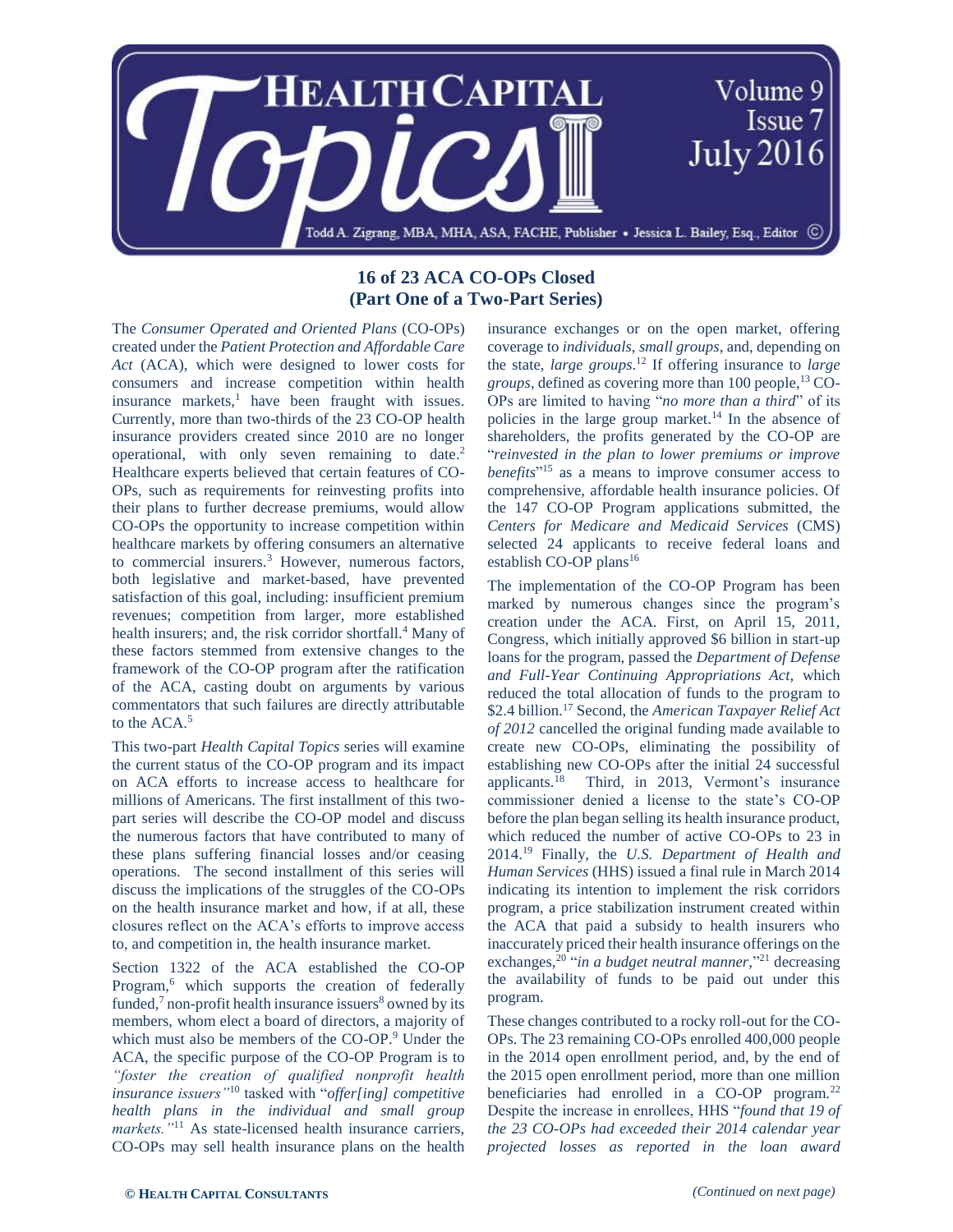## 16 of 23 ACA CO-OPs Closed (Part One of a Two-Part Series)

The *Consumer Operated and Oriented Plans* (CO-OPs) created under the *Patient Protection and Affordable Care Act* (ACA), which were designed to lower costs for consumers and increase competition within health insurance markets,[1] have been fraught with issues. Currently, more than two-thirds of the 23 CO-OP health insurance providers created since 2010 are no longer operational, with only seven remaining to date.[2] Healthcare experts believed that certain features of CO-OPs, such as requirements for reinvesting profits into their plans to further decrease premiums, would allow CO-OPs the opportunity to increase competition within healthcare markets by offering consumers an alternative to commercial insurers.[3] However, numerous factors, both legislative and market-based, have prevented satisfaction of this goal, including: insufficient premium revenues; competition from larger, more established health insurers; and, the risk corridor shortfall.[4] Many of these factors stemmed from extensive changes to the framework of the CO-OP program after the ratification of the ACA, casting doubt on arguments by various commentators that such failures are directly attributable to the ACA.[5]

This two-part *Health Capital Topics* series will examine the current status of the CO-OP program and its impact on ACA efforts to increase access to healthcare for millions of Americans. The first installment of this two-part series will describe the CO-OP model and discuss the numerous factors that have contributed to many of these plans suffering financial losses and/or ceasing operations. The second installment of this series will discuss the implications of the struggles of the CO-OPs on the health insurance market and how, if at all, these closures reflect on the ACA's efforts to improve access to, and competition in, the health insurance market.

Section 1322 of the ACA established the CO-OP Program,[6] which supports the creation of federally funded,[7] non-profit health insurance issuers[8] owned by its members, whom elect a board of directors, a majority of which must also be members of the CO-OP.[9] Under the ACA, the specific purpose of the CO-OP Program is to *"foster the creation of qualified nonprofit health insurance issuers"*[10] tasked with "*offer[ing] competitive health plans in the individual and small group markets."*[11] As state-licensed health insurance carriers, CO-OPs may sell health insurance plans on the health insurance exchanges or on the open market, offering coverage to *individuals*, *small groups*, and, depending on the state, *large groups*.[12] If offering insurance to *large groups*, defined as covering more than 100 people,[13] CO-OPs are limited to having "*no more than a third*" of its policies in the large group market.[14] In the absence of shareholders, the profits generated by the CO-OP are "*reinvested in the plan to lower premiums or improve benefits*"[15] as a means to improve consumer access to comprehensive, affordable health insurance policies. Of the 147 CO-OP Program applications submitted, the *Centers for Medicare and Medicaid Services* (CMS) selected 24 applicants to receive federal loans and establish CO-OP plans[16]

The implementation of the CO-OP Program has been marked by numerous changes since the program's creation under the ACA. First, on April 15, 2011, Congress, which initially approved $6 billion in start-up loans for the program, passed the *Department of Defense and Full-Year Continuing Appropriations Act,* which reduced the total allocation of funds to the program to $2.4 billion.[17] Second, the *American Taxpayer Relief Act of 2012* cancelled the original funding made available to create new CO-OPs, eliminating the possibility of establishing new CO-OPs after the initial 24 successful applicants.[18] Third, in 2013, Vermont's insurance commissioner denied a license to the state's CO-OP before the plan began selling its health insurance product, which reduced the number of active CO-OPs to 23 in 2014.[19] Finally, the *U.S. Department of Health and Human Services* (HHS) issued a final rule in March 2014 indicating its intention to implement the risk corridors program, a price stabilization instrument created within the ACA that paid a subsidy to health insurers who inaccurately priced their health insurance offerings on the exchanges,[20] "*in a budget neutral manner*,"[21] decreasing the availability of funds to be paid out under this program.

These changes contributed to a rocky roll-out for the CO-OPs. The 23 remaining CO-OPs enrolled 400,000 people in the 2014 open enrollment period, and, by the end of the 2015 open enrollment period, more than one million beneficiaries had enrolled in a CO-OP program.[22] Despite the increase in enrollees, HHS "*found that 19 of the 23 CO-OPs had exceeded their 2014 calendar year projected losses as reported in the loan award*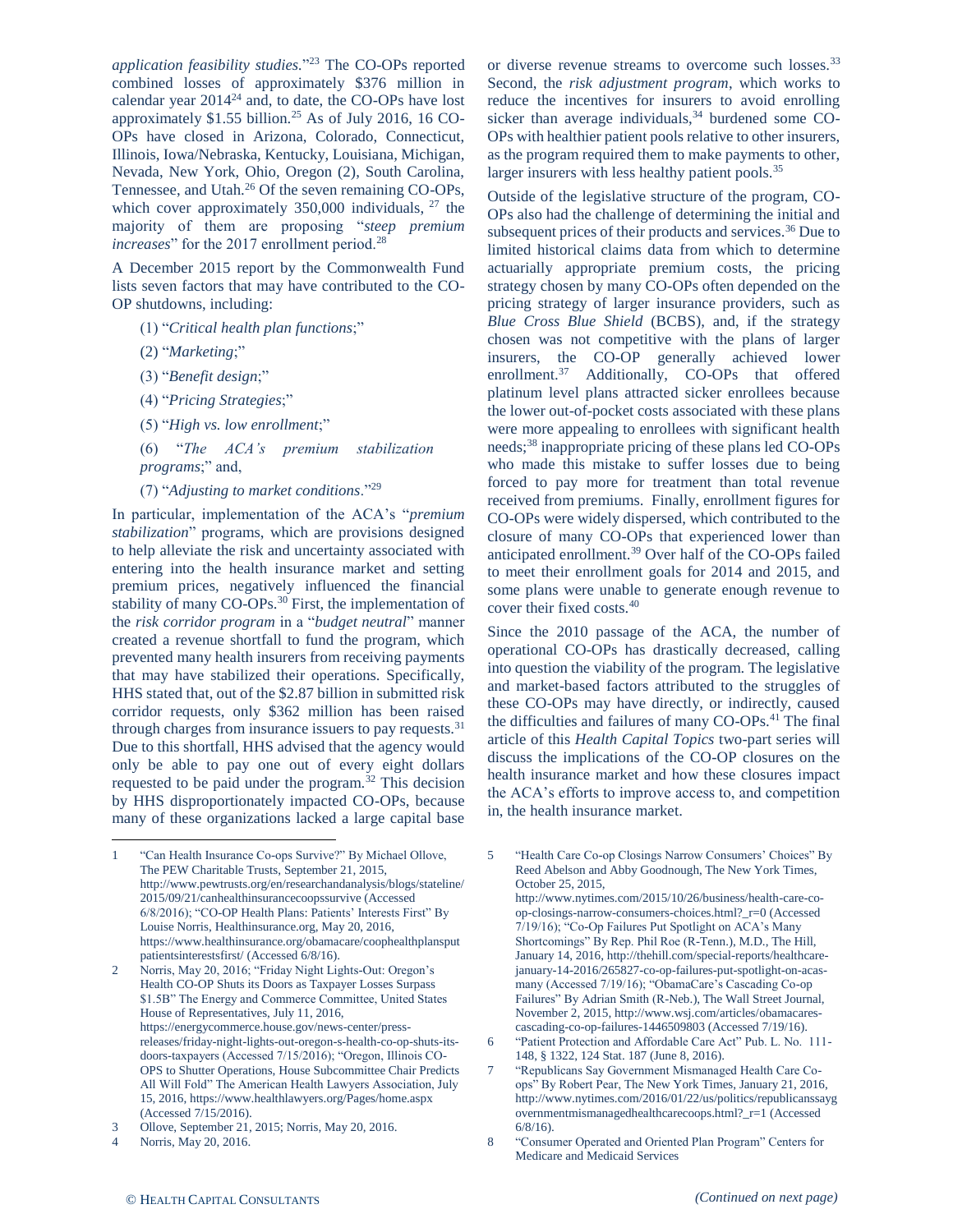*application feasibility studies*."[23] The CO-OPs reported combined losses of approximately $376 million in calendar year 2014[24] and, to date, the CO-OPs have lost approximately $1.55 billion.[25] As of July 2016, 16 CO-OPs have closed in Arizona, Colorado, Connecticut, Illinois, Iowa/Nebraska, Kentucky, Louisiana, Michigan, Nevada, New York, Ohio, Oregon (2), South Carolina, Tennessee, and Utah.[26] Of the seven remaining CO-OPs, which cover approximately 350,000 individuals, [27] the majority of them are proposing "*steep premium increases*" for the 2017 enrollment period.[28]

A December 2015 report by the Commonwealth Fund lists seven factors that may have contributed to the CO-OP shutdowns, including:

(1) "*Critical health plan functions*;"

(2) "*Marketing*;"

(3) "*Benefit design*;"

(4) "*Pricing Strategies*;"

(5) "*High vs. low enrollment*;"

(6) "*The ACA's premium stabilization programs*;" and,

(7) "*Adjusting to market conditions*."[29]

In particular, implementation of the ACA's "*premium stabilization*" programs, which are provisions designed to help alleviate the risk and uncertainty associated with entering into the health insurance market and setting premium prices, negatively influenced the financial stability of many CO-OPs.[30] First, the implementation of the *risk corridor program* in a "*budget neutral*" manner created a revenue shortfall to fund the program, which prevented many health insurers from receiving payments that may have stabilized their operations. Specifically, HHS stated that, out of the $2.87 billion in submitted risk corridor requests, only $362 million has been raised through charges from insurance issuers to pay requests.[31] Due to this shortfall, HHS advised that the agency would only be able to pay one out of every eight dollars requested to be paid under the program.[32] This decision by HHS disproportionately impacted CO-OPs, because many of these organizations lacked a large capital base or diverse revenue streams to overcome such losses.[33] Second, the *risk adjustment program*, which works to reduce the incentives for insurers to avoid enrolling sicker than average individuals,[34] burdened some CO-OPs with healthier patient pools relative to other insurers, as the program required them to make payments to other, larger insurers with less healthy patient pools.[35]

Outside of the legislative structure of the program, CO-OPs also had the challenge of determining the initial and subsequent prices of their products and services.[36] Due to limited historical claims data from which to determine actuarially appropriate premium costs, the pricing strategy chosen by many CO-OPs often depended on the pricing strategy of larger insurance providers, such as *Blue Cross Blue Shield* (BCBS), and, if the strategy chosen was not competitive with the plans of larger insurers, the CO-OP generally achieved lower enrollment.[37] Additionally, CO-OPs that offered platinum level plans attracted sicker enrollees because the lower out-of-pocket costs associated with these plans were more appealing to enrollees with significant health needs;[38] inappropriate pricing of these plans led CO-OPs who made this mistake to suffer losses due to being forced to pay more for treatment than total revenue received from premiums. Finally, enrollment figures for CO-OPs were widely dispersed, which contributed to the closure of many CO-OPs that experienced lower than anticipated enrollment.[39] Over half of the CO-OPs failed to meet their enrollment goals for 2014 and 2015, and some plans were unable to generate enough revenue to cover their fixed costs.[40]

Since the 2010 passage of the ACA, the number of operational CO-OPs has drastically decreased, calling into question the viability of the program. The legislative and market-based factors attributed to the struggles of these CO-OPs may have directly, or indirectly, caused the difficulties and failures of many CO-OPs.[41] The final article of this *Health Capital Topics* two-part series will discuss the implications of the CO-OP closures on the health insurance market and how these closures impact the ACA's efforts to improve access to, and competition in, the health insurance market.

---

1 "Can Health Insurance Co-ops Survive?" By Michael Ollove, The PEW Charitable Trusts, September 21, 2015, http://www.pewtrusts.org/en/researchandanalysis/blogs/stateline/2015/09/21/canhealthinsurancecoopssurvive (Accessed 6/8/2016); "CO-OP Health Plans: Patients' Interests First" By Louise Norris, Healthinsurance.org, May 20, 2016, https://www.healthinsurance.org/obamacare/coophealthplansputpatientsinterestsfirst/ (Accessed 6/8/16).

2 Norris, May 20, 2016; "Friday Night Lights-Out: Oregon's Health CO-OP Shuts its Doors as Taxpayer Losses Surpass $1.5B" The Energy and Commerce Committee, United States House of Representatives, July 11, 2016, https://energycommerce.house.gov/news-center/press-releases/friday-night-lights-out-oregon-s-health-co-op-shuts-its-doors-taxpayers (Accessed 7/15/2016); "Oregon, Illinois CO-OPS to Shutter Operations, House Subcommittee Chair Predicts All Will Fold" The American Health Lawyers Association, July 15, 2016, https://www.healthlawyers.org/Pages/home.aspx (Accessed 7/15/2016).

3 Ollove, September 21, 2015; Norris, May 20, 2016.

4 Norris, May 20, 2016.

5 "Health Care Co-op Closings Narrow Consumers' Choices" By Reed Abelson and Abby Goodnough, The New York Times, October 25, 2015, http://www.nytimes.com/2015/10/26/business/health-care-co-op-closings-narrow-consumers-choices.html?_r=0 (Accessed 7/19/16); "Co-Op Failures Put Spotlight on ACA's Many Shortcomings" By Rep. Phil Roe (R-Tenn.), M.D., The Hill, January 14, 2016, http://thehill.com/special-reports/healthcare-january-14-2016/265827-co-op-failures-put-spotlight-on-acas-many (Accessed 7/19/16); "ObamaCare's Cascading Co-op Failures" By Adrian Smith (R-Neb.), The Wall Street Journal, November 2, 2015, http://www.wsj.com/articles/obamacares-cascading-co-op-failures-1446509803 (Accessed 7/19/16).

6 "Patient Protection and Affordable Care Act" Pub. L. No. 111-148, § 1322, 124 Stat. 187 (June 8, 2016).

7 "Republicans Say Government Mismanaged Health Care Co-ops" By Robert Pear, The New York Times, January 21, 2016, http://www.nytimes.com/2016/01/22/us/politics/republicanssaygovernmentmismanagedhealthcarecoops.html?_r=1 (Accessed 6/8/16).

8 "Consumer Operated and Oriented Plan Program" Centers for Medicare and Medicaid Services

*(Continued on next page)*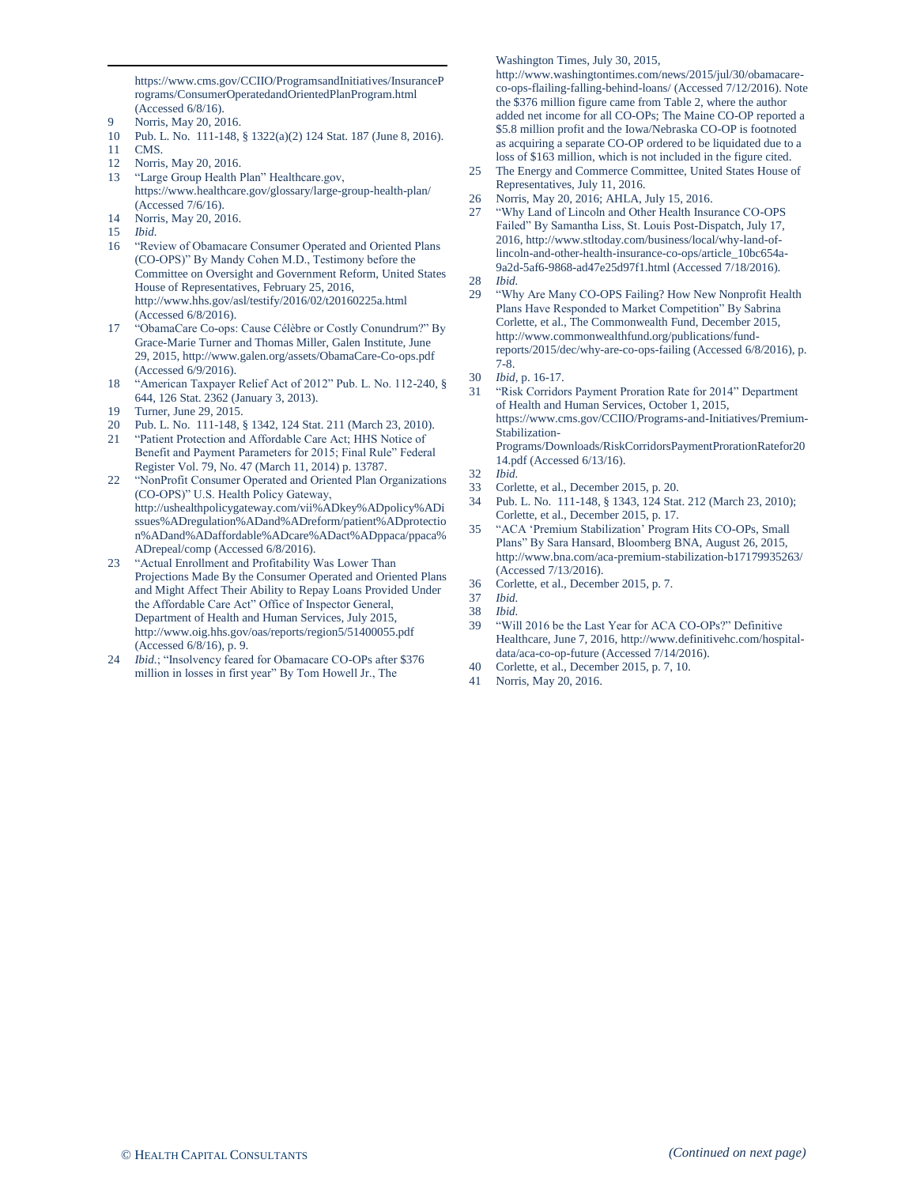https://www.cms.gov/CCIIO/ProgramsandInitiatives/InsurancePrograms/ConsumerOperatedandOrientedPlanProgram.html (Accessed 6/8/16).

9 Norris, May 20, 2016.

10 Pub. L. No. 111-148, § 1322(a)(2) 124 Stat. 187 (June 8, 2016).

11 CMS.

12 Norris, May 20, 2016.

13 "Large Group Health Plan" Healthcare.gov, https://www.healthcare.gov/glossary/large-group-health-plan/ (Accessed 7/6/16).

14 Norris, May 20, 2016.

15 *Ibid.*

16 "Review of Obamacare Consumer Operated and Oriented Plans (CO-OPS)" By Mandy Cohen M.D., Testimony before the Committee on Oversight and Government Reform, United States House of Representatives, February 25, 2016, http://www.hhs.gov/asl/testify/2016/02/t20160225a.html (Accessed 6/8/2016).

17 "ObamaCare Co-ops: Cause Célèbre or Costly Conundrum?" By Grace-Marie Turner and Thomas Miller, Galen Institute, June 29, 2015, http://www.galen.org/assets/ObamaCare-Co-ops.pdf (Accessed 6/9/2016).

18 "American Taxpayer Relief Act of 2012" Pub. L. No. 112-240, § 644, 126 Stat. 2362 (January 3, 2013).

19 Turner, June 29, 2015.

20 Pub. L. No. 111-148, § 1342, 124 Stat. 211 (March 23, 2010).

21 "Patient Protection and Affordable Care Act; HHS Notice of Benefit and Payment Parameters for 2015; Final Rule" Federal Register Vol. 79, No. 47 (March 11, 2014) p. 13787.

22 "NonProfit Consumer Operated and Oriented Plan Organizations (CO-OPS)" U.S. Health Policy Gateway, http://ushealthpolicygateway.com/vii%ADkey%ADpolicy%ADissues%ADregulation%ADand%ADreform/patient%ADprotection%ADand%ADaffordable%ADcare%ADact%ADppaca/ppaca%ADrepeal/comp (Accessed 6/8/2016).

23 "Actual Enrollment and Profitability Was Lower Than Projections Made By the Consumer Operated and Oriented Plans and Might Affect Their Ability to Repay Loans Provided Under the Affordable Care Act" Office of Inspector General, Department of Health and Human Services, July 2015, http://www.oig.hhs.gov/oas/reports/region5/51400055.pdf (Accessed 6/8/16), p. 9.

24 *Ibid.*; "Insolvency feared for Obamacare CO-OPs after $376 million in losses in first year" By Tom Howell Jr., The Washington Times, July 30, 2015, http://www.washingtontimes.com/news/2015/jul/30/obamacare-co-ops-flailing-falling-behind-loans/ (Accessed 7/12/2016). Note the $376 million figure came from Table 2, where the author added net income for all CO-OPs; The Maine CO-OP reported a $5.8 million profit and the Iowa/Nebraska CO-OP is footnoted as acquiring a separate CO-OP ordered to be liquidated due to a loss of $163 million, which is not included in the figure cited.

25 The Energy and Commerce Committee, United States House of Representatives, July 11, 2016.

26 Norris, May 20, 2016; AHLA, July 15, 2016.

27 "Why Land of Lincoln and Other Health Insurance CO-OPS Failed" By Samantha Liss, St. Louis Post-Dispatch, July 17, 2016, http://www.stltoday.com/business/local/why-land-of-lincoln-and-other-health-insurance-co-ops/article_10bc654a-9a2d-5af6-9868-ad47e25d97f1.html (Accessed 7/18/2016).

28 *Ibid.*

29 "Why Are Many CO-OPS Failing? How New Nonprofit Health Plans Have Responded to Market Competition" By Sabrina Corlette, et al., The Commonwealth Fund, December 2015, http://www.commonwealthfund.org/publications/fund-reports/2015/dec/why-are-co-ops-failing (Accessed 6/8/2016), p. 7-8.

30 *Ibid*, p. 16-17.

31 "Risk Corridors Payment Proration Rate for 2014" Department of Health and Human Services, October 1, 2015, https://www.cms.gov/CCIIO/Programs-and-Initiatives/Premium-Stabilization-Programs/Downloads/RiskCorridorsPaymentProrationRatefor2014.pdf (Accessed 6/13/16).

32 *Ibid.*

33 Corlette, et al., December 2015, p. 20.

34 Pub. L. No. 111-148, § 1343, 124 Stat. 212 (March 23, 2010); Corlette, et al., December 2015, p. 17.

35 "ACA 'Premium Stabilization' Program Hits CO-OPs, Small Plans" By Sara Hansard, Bloomberg BNA, August 26, 2015, http://www.bna.com/aca-premium-stabilization-b17179935263/ (Accessed 7/13/2016).

36 Corlette, et al., December 2015, p. 7.

37 *Ibid.*

38 *Ibid.*

39 "Will 2016 be the Last Year for ACA CO-OPs?" Definitive Healthcare, June 7, 2016, http://www.definitivehc.com/hospital-data/aca-co-op-future (Accessed 7/14/2016).

40 Corlette, et al., December 2015, p. 7, 10.

41 Norris, May 20, 2016.

*(Continued on next page)*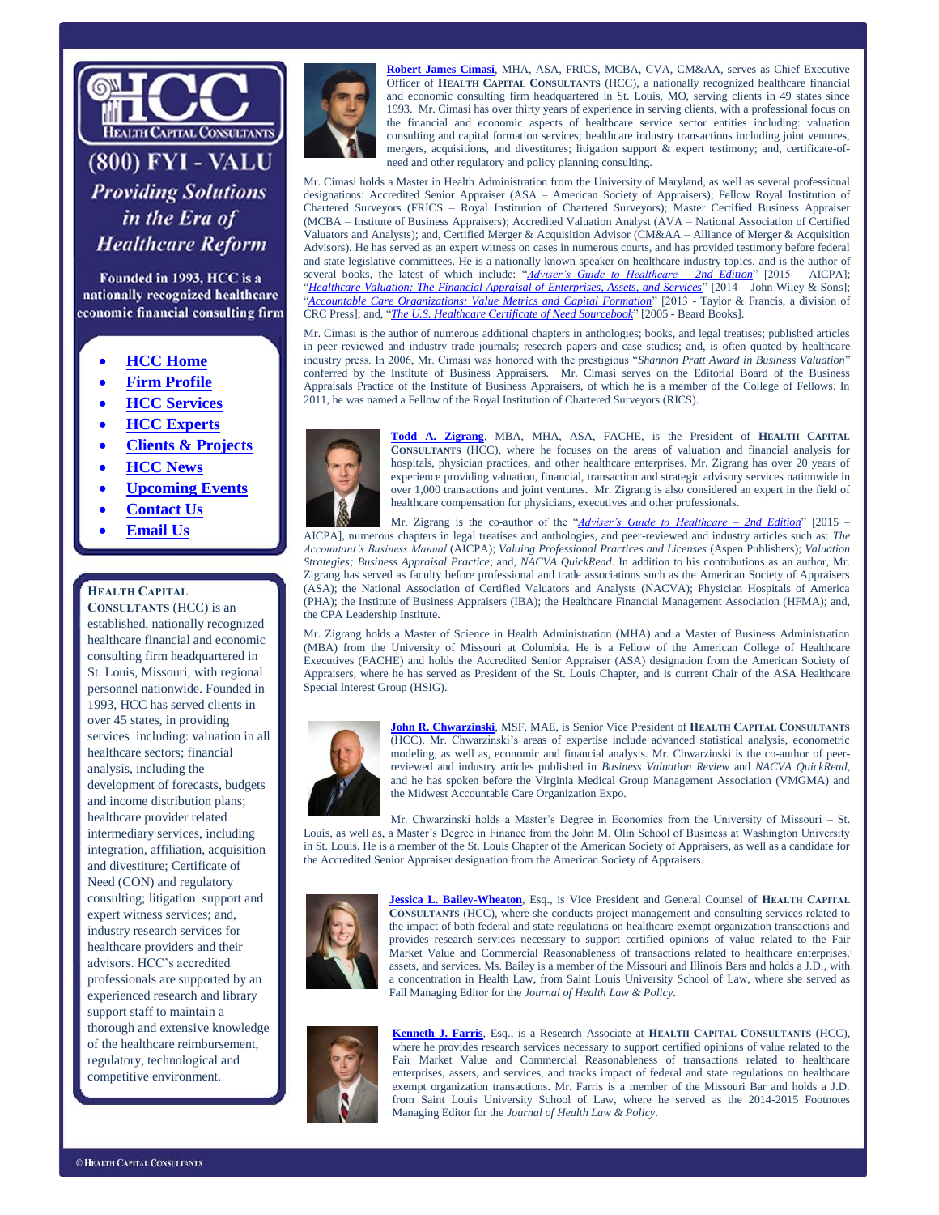# HCC

HEALTH CAPITAL CONSULTANTS

(800) FYI - VALU

*Providing Solutions in the Era of Healthcare Reform*

**Founded in 1993, HCC is a nationally recognized healthcare economic financial consulting firm**

- **HCC Home**
- **Firm Profile**
- **HCC Services**
- **HCC Experts**
- **Clients & Projects**
- **HCC News**
- **Upcoming Events**
- **Contact Us**
- **Email Us**

**HEALTH CAPITAL CONSULTANTS** (HCC) is an established, nationally recognized healthcare financial and economic consulting firm headquartered in St. Louis, Missouri, with regional personnel nationwide. Founded in 1993, HCC has served clients in over 45 states, in providing services including: valuation in all healthcare sectors; financial analysis, including the development of forecasts, budgets and income distribution plans; healthcare provider related intermediary services, including integration, affiliation, acquisition and divestiture; Certificate of Need (CON) and regulatory consulting; litigation support and expert witness services; and, industry research services for healthcare providers and their advisors. HCC's accredited professionals are supported by an experienced research and library support staff to maintain a thorough and extensive knowledge of the healthcare reimbursement, regulatory, technological and competitive environment.

**Robert James Cimasi**, MHA, ASA, FRICS, MCBA, CVA, CM&AA, serves as Chief Executive Officer of **HEALTH CAPITAL CONSULTANTS** (HCC), a nationally recognized healthcare financial and economic consulting firm headquartered in St. Louis, MO, serving clients in 49 states since 1993. Mr. Cimasi has over thirty years of experience in serving clients, with a professional focus on the financial and economic aspects of healthcare service sector entities including: valuation consulting and capital formation services; healthcare industry transactions including joint ventures, mergers, acquisitions, and divestitures; litigation support & expert testimony; and, certificate-of-need and other regulatory and policy planning consulting.

Mr. Cimasi holds a Master in Health Administration from the University of Maryland, as well as several professional designations: Accredited Senior Appraiser (ASA – American Society of Appraisers); Fellow Royal Institution of Chartered Surveyors (FRICS – Royal Institution of Chartered Surveyors); Master Certified Business Appraiser (MCBA – Institute of Business Appraisers); Accredited Valuation Analyst (AVA – National Association of Certified Valuators and Analysts); and, Certified Merger & Acquisition Advisor (CM&AA – Alliance of Merger & Acquisition Advisors). He has served as an expert witness on cases in numerous courts, and has provided testimony before federal and state legislative committees. He is a nationally known speaker on healthcare industry topics, and is the author of several books, the latest of which include: "*Adviser's Guide to Healthcare – 2nd Edition*" [2015 – AICPA]; "*Healthcare Valuation: The Financial Appraisal of Enterprises, Assets, and Services*" [2014 – John Wiley & Sons]; "*Accountable Care Organizations: Value Metrics and Capital Formation*" [2013 - Taylor & Francis, a division of CRC Press]; and, "*The U.S. Healthcare Certificate of Need Sourcebook*" [2005 - Beard Books].

Mr. Cimasi is the author of numerous additional chapters in anthologies; books, and legal treatises; published articles in peer reviewed and industry trade journals; research papers and case studies; and, is often quoted by healthcare industry press. In 2006, Mr. Cimasi was honored with the prestigious "*Shannon Pratt Award in Business Valuation*" conferred by the Institute of Business Appraisers. Mr. Cimasi serves on the Editorial Board of the Business Appraisals Practice of the Institute of Business Appraisers, of which he is a member of the College of Fellows. In 2011, he was named a Fellow of the Royal Institution of Chartered Surveyors (RICS).

**Todd A. Zigrang**, MBA, MHA, ASA, FACHE, is the President of **HEALTH CAPITAL CONSULTANTS** (HCC), where he focuses on the areas of valuation and financial analysis for hospitals, physician practices, and other healthcare enterprises. Mr. Zigrang has over 20 years of experience providing valuation, financial, transaction and strategic advisory services nationwide in over 1,000 transactions and joint ventures. Mr. Zigrang is also considered an expert in the field of healthcare compensation for physicians, executives and other professionals.

Mr. Zigrang is the co-author of the "*Adviser's Guide to Healthcare – 2nd Edition*" [2015 – AICPA], numerous chapters in legal treatises and anthologies, and peer-reviewed and industry articles such as: *The Accountant's Business Manual* (AICPA); *Valuing Professional Practices and Licenses* (Aspen Publishers); *Valuation Strategies; Business Appraisal Practice*; and, *NACVA QuickRead*. In addition to his contributions as an author, Mr. Zigrang has served as faculty before professional and trade associations such as the American Society of Appraisers (ASA); the National Association of Certified Valuators and Analysts (NACVA); Physician Hospitals of America (PHA); the Institute of Business Appraisers (IBA); the Healthcare Financial Management Association (HFMA); and, the CPA Leadership Institute.

Mr. Zigrang holds a Master of Science in Health Administration (MHA) and a Master of Business Administration (MBA) from the University of Missouri at Columbia. He is a Fellow of the American College of Healthcare Executives (FACHE) and holds the Accredited Senior Appraiser (ASA) designation from the American Society of Appraisers, where he has served as President of the St. Louis Chapter, and is current Chair of the ASA Healthcare Special Interest Group (HSIG).

**John R. Chwarzinski**, MSF, MAE, is Senior Vice President of **HEALTH CAPITAL CONSULTANTS** (HCC). Mr. Chwarzinski's areas of expertise include advanced statistical analysis, econometric modeling, as well as, economic and financial analysis. Mr. Chwarzinski is the co-author of peer-reviewed and industry articles published in *Business Valuation Review* and *NACVA QuickRead*, and he has spoken before the Virginia Medical Group Management Association (VMGMA) and the Midwest Accountable Care Organization Expo.

Mr. Chwarzinski holds a Master's Degree in Economics from the University of Missouri – St. Louis, as well as, a Master's Degree in Finance from the John M. Olin School of Business at Washington University in St. Louis. He is a member of the St. Louis Chapter of the American Society of Appraisers, as well as a candidate for the Accredited Senior Appraiser designation from the American Society of Appraisers.

**Jessica L. Bailey-Wheaton**, Esq., is Vice President and General Counsel of **HEALTH CAPITAL CONSULTANTS** (HCC), where she conducts project management and consulting services related to the impact of both federal and state regulations on healthcare exempt organization transactions and provides research services necessary to support certified opinions of value related to the Fair Market Value and Commercial Reasonableness of transactions related to healthcare enterprises, assets, and services. Ms. Bailey is a member of the Missouri and Illinois Bars and holds a J.D., with a concentration in Health Law, from Saint Louis University School of Law, where she served as Fall Managing Editor for the *Journal of Health Law & Policy*.

**Kenneth J. Farris**, Esq., is a Research Associate at **HEALTH CAPITAL CONSULTANTS** (HCC), where he provides research services necessary to support certified opinions of value related to the Fair Market Value and Commercial Reasonableness of transactions related to healthcare enterprises, assets, and services, and tracks impact of federal and state regulations on healthcare exempt organization transactions. Mr. Farris is a member of the Missouri Bar and holds a J.D. from Saint Louis University School of Law, where he served as the 2014-2015 Footnotes Managing Editor for the *Journal of Health Law & Policy*.